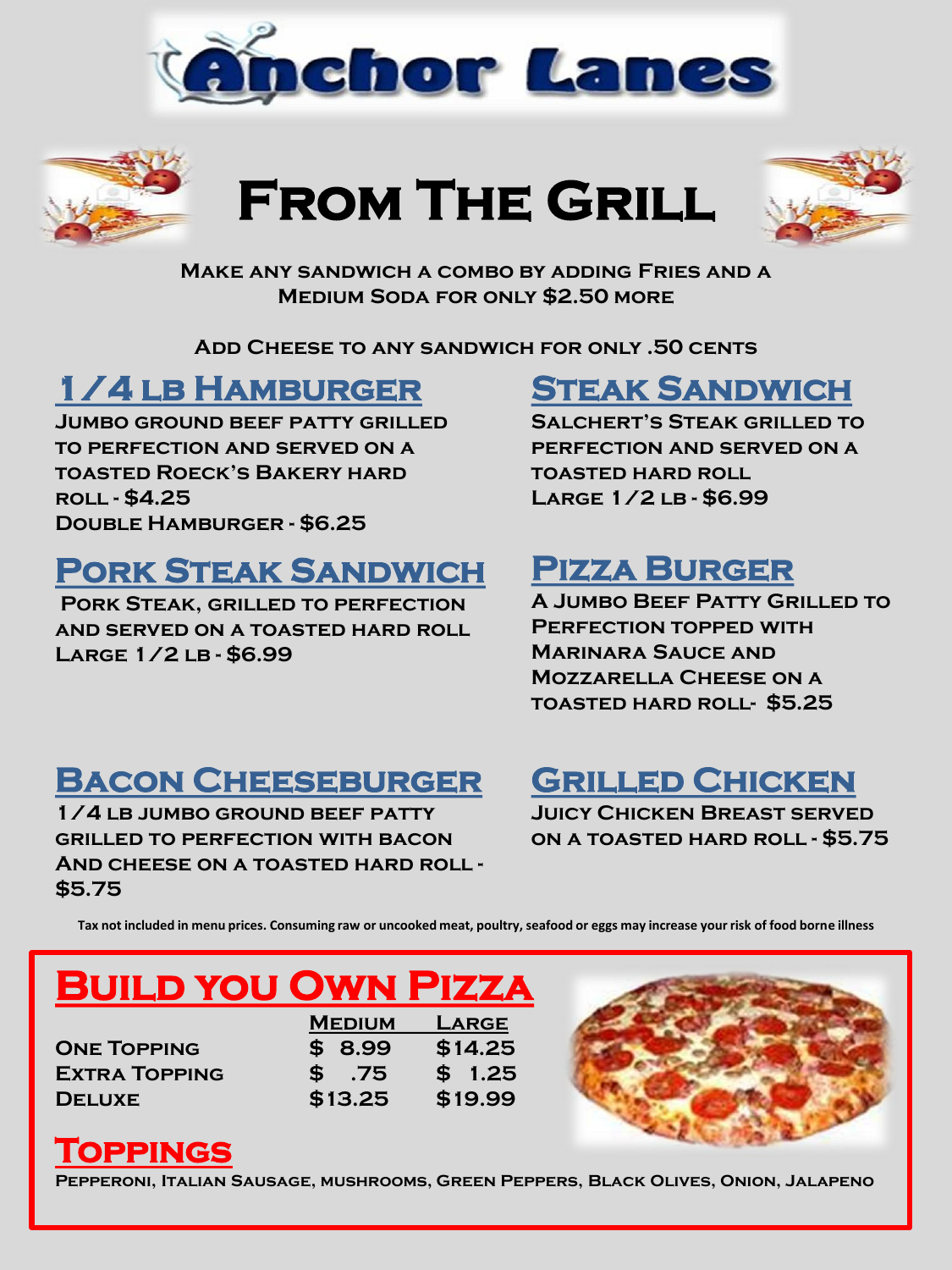# Anchor Lanes

## From The Grill

**Make any sandwich a combo by adding Fries and a Medium Soda for only $2.50 more**

**Add Cheese to any sandwich for only .50 cents**

### 1/4 lb Hamburger

Jumbo ground beef patty grilled to perfection and served on a toasted Roeck's Bakery hard roll - $4.25

Double Hamburger - $6.25

### Steak Sandwich

Salchert's Steak grilled to perfection and served on a toasted hard roll

Large 1/2 lb - $6.99

### Pork Steak Sandwich

Pork Steak, grilled to perfection and served on a toasted hard roll

Large 1/2 lb - $6.99

### Pizza Burger

A Jumbo Beef Patty Grilled to Perfection topped with Marinara Sauce and Mozzarella Cheese on a toasted hard roll- $5.25

### Bacon Cheeseburger

1/4 lb jumbo ground beef patty grilled to perfection with bacon and cheese on a toasted hard roll - $5.75

### Grilled Chicken

Juicy Chicken Breast served on a toasted hard roll - $5.75

Tax not included in menu prices. Consuming raw or uncooked meat, poultry, seafood or eggs may increase your risk of food borne illness

## Build you Own Pizza

| | Medium | Large |
|---|---|---|
| One Topping | $ 8.99 | $14.25 |
| Extra Topping | $ .75 | $ 1.25 |
| Deluxe | $13.25 | $19.99 |

### Toppings

Pepperoni, Italian Sausage, mushrooms, Green Peppers, Black Olives, Onion, Jalapeno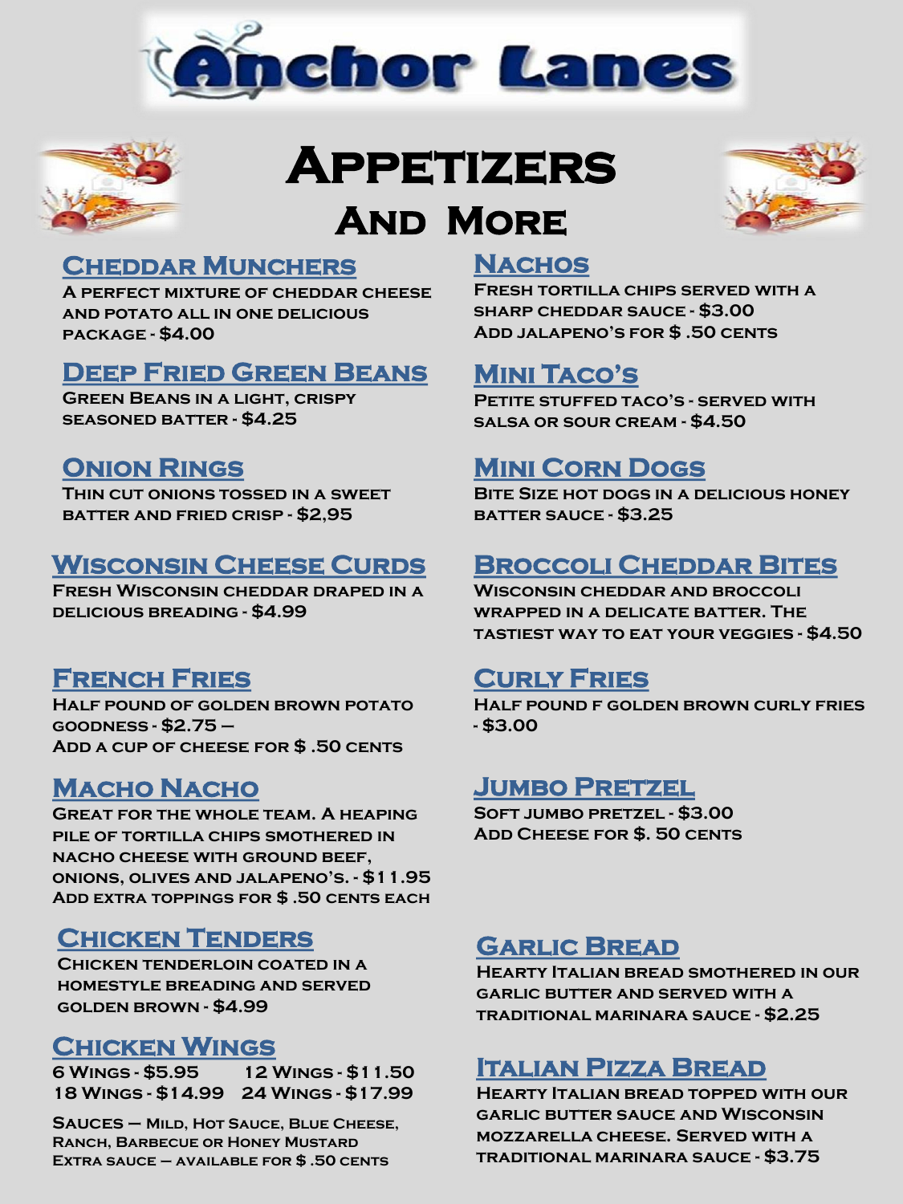# Anchor Lanes

# Appetizers And More

## Cheddar Munchers

A perfect mixture of cheddar cheese and potato all in one delicious package - $4.00

## Deep Fried Green Beans

Green Beans in a light, crispy seasoned batter - $4.25

## Onion Rings

Thin cut onions tossed in a sweet batter and fried crisp - $2,95

## Wisconsin Cheese Curds

Fresh Wisconsin cheddar draped in a delicious breading - $4.99

## French Fries

Half pound of golden brown potato goodness - $2.75 –
Add a cup of cheese for $ .50 cents

## Macho Nacho

Great for the whole team. A heaping pile of tortilla chips smothered in nacho cheese with ground beef, onions, olives and jalapeno's. - $11.95
Add extra toppings for $ .50 cents each

## Chicken Tenders

Chicken tenderloin coated in a homestyle breading and served golden brown - $4.99

## Chicken Wings

6 Wings - $5.95
12 Wings - $11.50
18 Wings - $14.99
24 Wings - $17.99

Sauces – Mild, Hot Sauce, Blue Cheese, Ranch, Barbecue or Honey Mustard
Extra sauce – available for $ .50 cents

## Nachos

Fresh tortilla chips served with a sharp cheddar sauce - $3.00
Add jalapeno's for $ .50 cents

## Mini Taco's

Petite stuffed taco's - served with salsa or sour cream - $4.50

## Mini Corn Dogs

Bite Size hot dogs in a delicious honey batter sauce - $3.25

## Broccoli Cheddar Bites

Wisconsin cheddar and broccoli wrapped in a delicate batter. The tastiest way to eat your veggies - $4.50

## Curly Fries

Half pound f golden brown curly fries - $3.00

## Jumbo Pretzel

Soft jumbo pretzel - $3.00
Add Cheese for $. 50 cents

## Garlic Bread

Hearty Italian bread smothered in our garlic butter and served with a traditional marinara sauce - $2.25

## Italian Pizza Bread

Hearty Italian bread topped with our garlic butter sauce and Wisconsin mozzarella cheese. Served with a traditional marinara sauce - $3.75